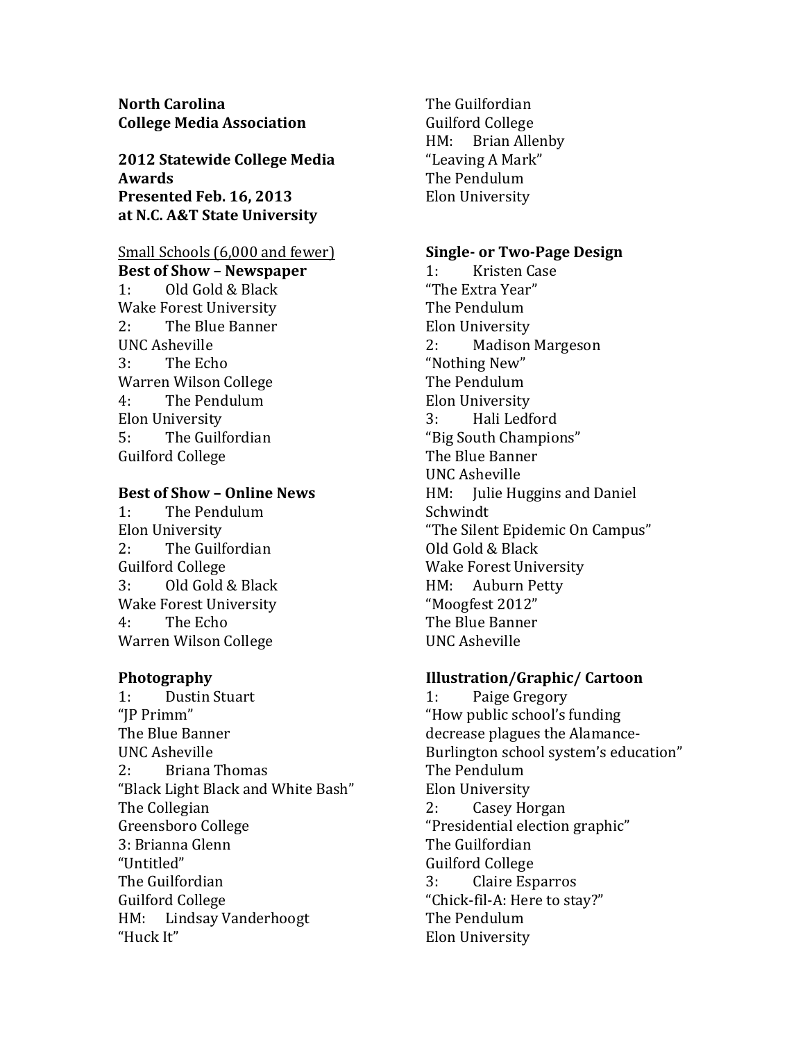**North Carolina**
**College Media Association**

**2012 Statewide College Media Awards**
**Presented Feb. 16, 2013**
**at N.C. A&T State University**

Small Schools (6,000 and fewer)

**Best of Show – Newspaper**

1: Old Gold & Black
Wake Forest University
2: The Blue Banner
UNC Asheville
3: The Echo
Warren Wilson College
4: The Pendulum
Elon University
5: The Guilfordian
Guilford College

**Best of Show – Online News**

1: The Pendulum
Elon University
2: The Guilfordian
Guilford College
3: Old Gold & Black
Wake Forest University
4: The Echo
Warren Wilson College

**Photography**

1: Dustin Stuart
"JP Primm"
The Blue Banner
UNC Asheville
2: Briana Thomas
"Black Light Black and White Bash"
The Collegian
Greensboro College
3: Brianna Glenn
"Untitled"
The Guilfordian
Guilford College
HM: Lindsay Vanderhoogt
"Huck It"
The Guilfordian
Guilford College
HM: Brian Allenby
"Leaving A Mark"
The Pendulum
Elon University

**Single- or Two-Page Design**

1: Kristen Case
"The Extra Year"
The Pendulum
Elon University
2: Madison Margeson
"Nothing New"
The Pendulum
Elon University
3: Hali Ledford
"Big South Champions"
The Blue Banner
UNC Asheville
HM: Julie Huggins and Daniel Schwindt
"The Silent Epidemic On Campus"
Old Gold & Black
Wake Forest University
HM: Auburn Petty
"Moogfest 2012"
The Blue Banner
UNC Asheville

**Illustration/Graphic/ Cartoon**

1: Paige Gregory
"How public school's funding decrease plagues the Alamance-Burlington school system's education"
The Pendulum
Elon University
2: Casey Horgan
"Presidential election graphic"
The Guilfordian
Guilford College
3: Claire Esparros
"Chick-fil-A: Here to stay?"
The Pendulum
Elon University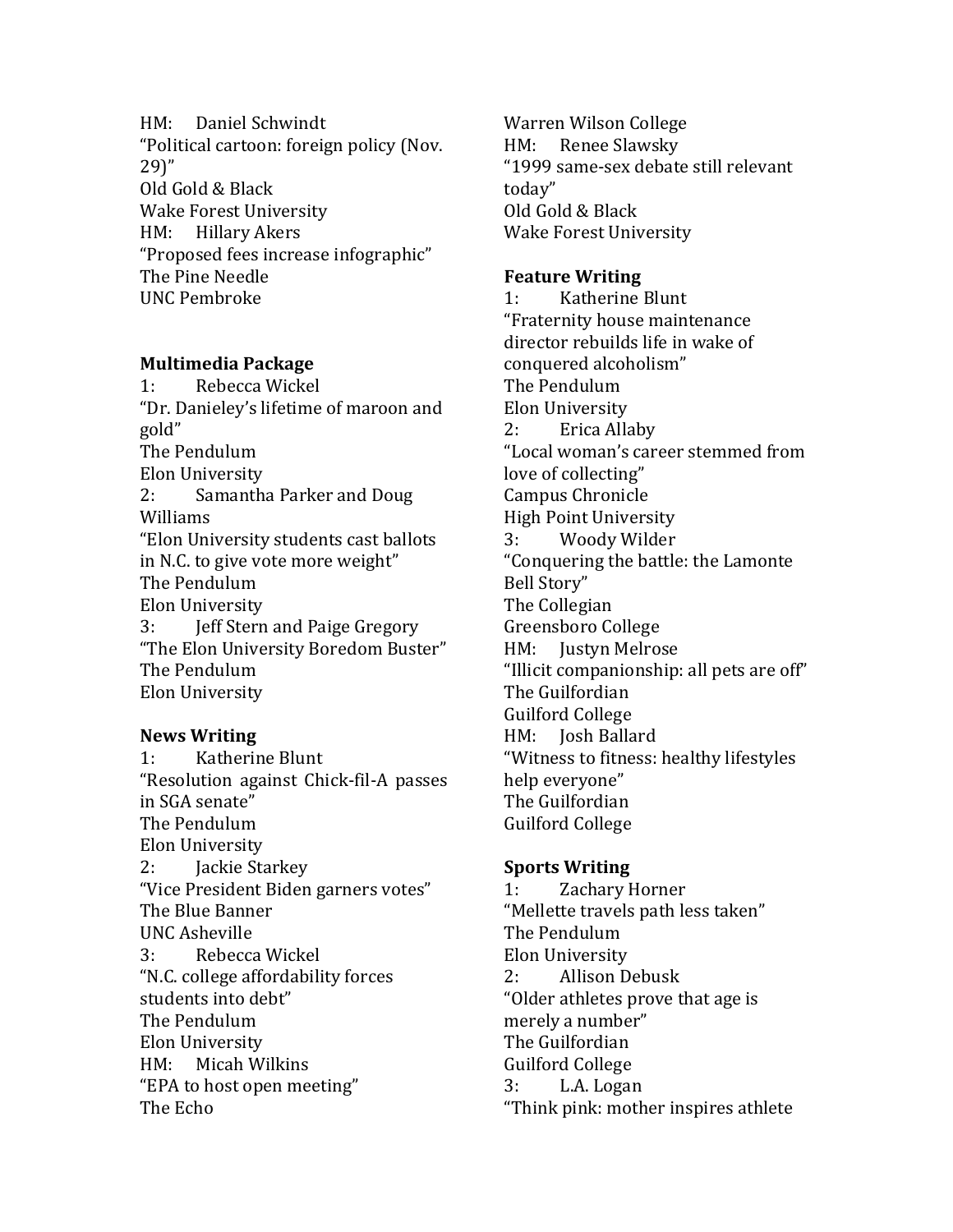HM: Daniel Schwindt
"Political cartoon: foreign policy (Nov. 29)"
Old Gold & Black
Wake Forest University
HM: Hillary Akers
"Proposed fees increase infographic"
The Pine Needle
UNC Pembroke

**Multimedia Package**

1: Rebecca Wickel
"Dr. Danieley's lifetime of maroon and gold"
The Pendulum
Elon University
2: Samantha Parker and Doug Williams
"Elon University students cast ballots in N.C. to give vote more weight"
The Pendulum
Elon University
3: Jeff Stern and Paige Gregory
"The Elon University Boredom Buster"
The Pendulum
Elon University

**News Writing**

1: Katherine Blunt
"Resolution against Chick-fil-A passes in SGA senate"
The Pendulum
Elon University
2: Jackie Starkey
"Vice President Biden garners votes"
The Blue Banner
UNC Asheville
3: Rebecca Wickel
"N.C. college affordability forces students into debt"
The Pendulum
Elon University
HM: Micah Wilkins
"EPA to host open meeting"
The Echo
Warren Wilson College
HM: Renee Slawsky
"1999 same-sex debate still relevant today"
Old Gold & Black
Wake Forest University

**Feature Writing**

1: Katherine Blunt
"Fraternity house maintenance director rebuilds life in wake of conquered alcoholism"
The Pendulum
Elon University
2: Erica Allaby
"Local woman's career stemmed from love of collecting"
Campus Chronicle
High Point University
3: Woody Wilder
"Conquering the battle: the Lamonte Bell Story"
The Collegian
Greensboro College
HM: Justyn Melrose
"Illicit companionship: all pets are off"
The Guilfordian
Guilford College
HM: Josh Ballard
"Witness to fitness: healthy lifestyles help everyone"
The Guilfordian
Guilford College

**Sports Writing**

1: Zachary Horner
"Mellette travels path less taken"
The Pendulum
Elon University
2: Allison Debusk
"Older athletes prove that age is merely a number"
The Guilfordian
Guilford College
3: L.A. Logan
"Think pink: mother inspires athlete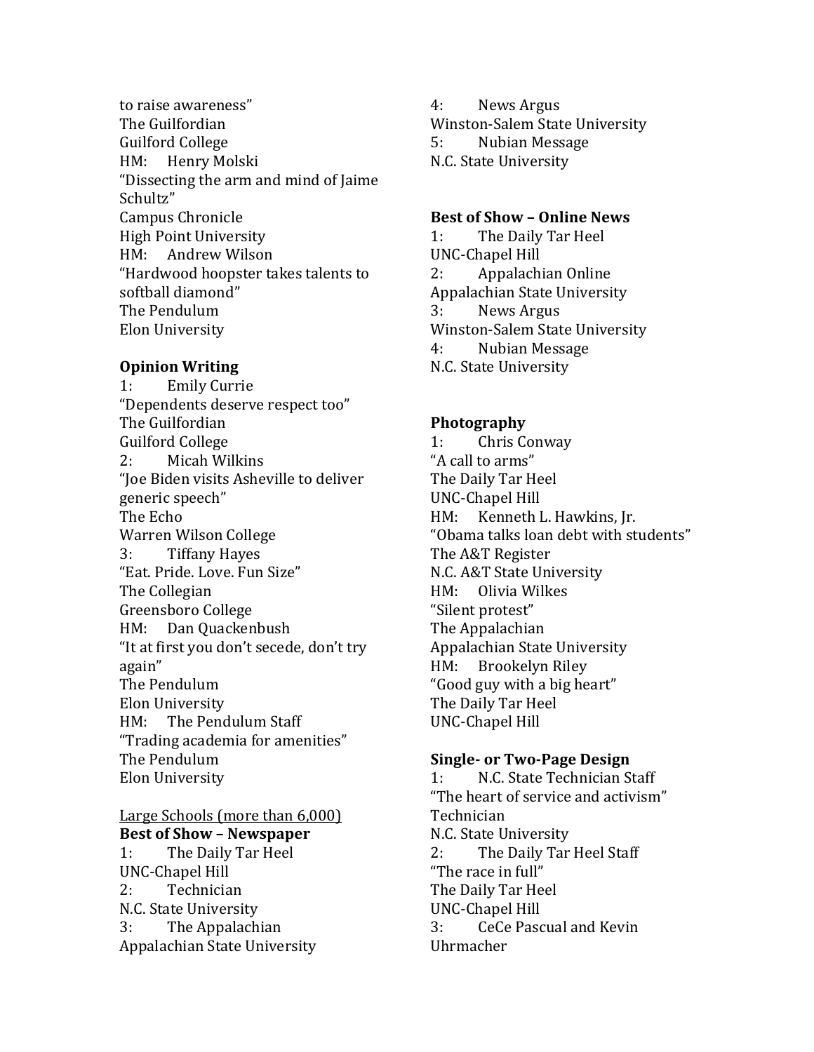to raise awareness"
The Guilfordian
Guilford College
HM: Henry Molski
"Dissecting the arm and mind of Jaime Schultz"
Campus Chronicle
High Point University
HM: Andrew Wilson
"Hardwood hoopster takes talents to softball diamond"
The Pendulum
Elon University

**Opinion Writing**
1: Emily Currie
"Dependents deserve respect too"
The Guilfordian
Guilford College
2: Micah Wilkins
"Joe Biden visits Asheville to deliver generic speech"
The Echo
Warren Wilson College
3: Tiffany Hayes
"Eat. Pride. Love. Fun Size"
The Collegian
Greensboro College
HM: Dan Quackenbush
"It at first you don't secede, don't try again"
The Pendulum
Elon University
HM: The Pendulum Staff
"Trading academia for amenities"
The Pendulum
Elon University

<u>Large Schools (more than 6,000)</u>

**Best of Show – Newspaper**
1: The Daily Tar Heel
UNC-Chapel Hill
2: Technician
N.C. State University
3: The Appalachian
Appalachian State University
4: News Argus
Winston-Salem State University
5: Nubian Message
N.C. State University

**Best of Show – Online News**
1: The Daily Tar Heel
UNC-Chapel Hill
2: Appalachian Online
Appalachian State University
3: News Argus
Winston-Salem State University
4: Nubian Message
N.C. State University

**Photography**
1: Chris Conway
"A call to arms"
The Daily Tar Heel
UNC-Chapel Hill
HM: Kenneth L. Hawkins, Jr.
"Obama talks loan debt with students"
The A&T Register
N.C. A&T State University
HM: Olivia Wilkes
"Silent protest"
The Appalachian
Appalachian State University
HM: Brookelyn Riley
"Good guy with a big heart"
The Daily Tar Heel
UNC-Chapel Hill

**Single- or Two-Page Design**
1: N.C. State Technician Staff
"The heart of service and activism"
Technician
N.C. State University
2: The Daily Tar Heel Staff
"The race in full"
The Daily Tar Heel
UNC-Chapel Hill
3: CeCe Pascual and Kevin Uhrmacher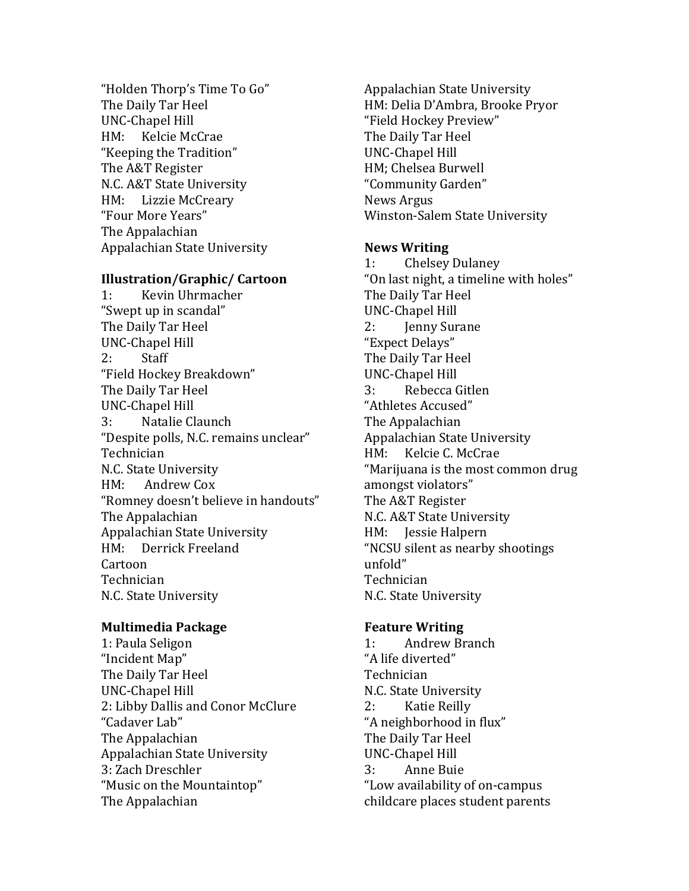"Holden Thorp's Time To Go"
The Daily Tar Heel
UNC-Chapel Hill
HM: Kelcie McCrae
"Keeping the Tradition"
The A&T Register
N.C. A&T State University
HM: Lizzie McCreary
"Four More Years"
The Appalachian
Appalachian State University

**Illustration/Graphic/ Cartoon**

1: Kevin Uhrmacher
"Swept up in scandal"
The Daily Tar Heel
UNC-Chapel Hill
2: Staff
"Field Hockey Breakdown"
The Daily Tar Heel
UNC-Chapel Hill
3: Natalie Claunch
"Despite polls, N.C. remains unclear"
Technician
N.C. State University
HM: Andrew Cox
"Romney doesn't believe in handouts"
The Appalachian
Appalachian State University
HM: Derrick Freeland
Cartoon
Technician
N.C. State University

**Multimedia Package**

1: Paula Seligon
"Incident Map"
The Daily Tar Heel
UNC-Chapel Hill
2: Libby Dallis and Conor McClure
"Cadaver Lab"
The Appalachian
Appalachian State University
3: Zach Dreschler
"Music on the Mountaintop"
The Appalachian
Appalachian State University
HM: Delia D'Ambra, Brooke Pryor
"Field Hockey Preview"
The Daily Tar Heel
UNC-Chapel Hill
HM; Chelsea Burwell
"Community Garden"
News Argus
Winston-Salem State University

**News Writing**

1: Chelsey Dulaney
"On last night, a timeline with holes"
The Daily Tar Heel
UNC-Chapel Hill
2: Jenny Surane
"Expect Delays"
The Daily Tar Heel
UNC-Chapel Hill
3: Rebecca Gitlen
"Athletes Accused"
The Appalachian
Appalachian State University
HM: Kelcie C. McCrae
"Marijuana is the most common drug amongst violators"
The A&T Register
N.C. A&T State University
HM: Jessie Halpern
"NCSU silent as nearby shootings unfold"
Technician
N.C. State University

**Feature Writing**

1: Andrew Branch
"A life diverted"
Technician
N.C. State University
2: Katie Reilly
"A neighborhood in flux"
The Daily Tar Heel
UNC-Chapel Hill
3: Anne Buie
"Low availability of on-campus childcare places student parents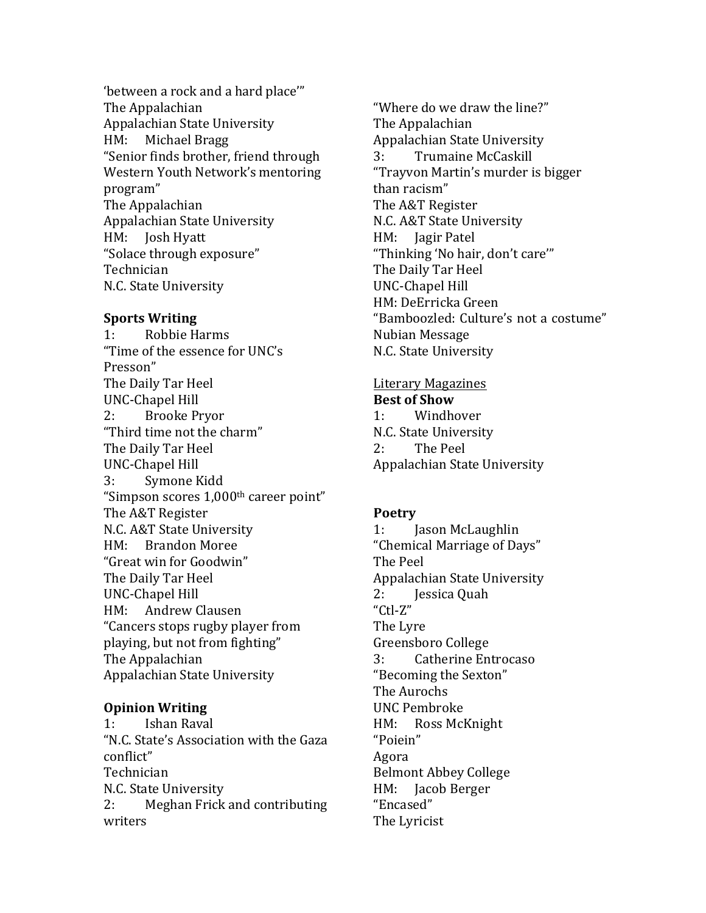'between a rock and a hard place'"
The Appalachian
Appalachian State University
HM: Michael Bragg
"Senior finds brother, friend through Western Youth Network's mentoring program"
The Appalachian
Appalachian State University
HM: Josh Hyatt
"Solace through exposure"
Technician
N.C. State University

**Sports Writing**
1: Robbie Harms
"Time of the essence for UNC's Presson"
The Daily Tar Heel
UNC-Chapel Hill
2: Brooke Pryor
"Third time not the charm"
The Daily Tar Heel
UNC-Chapel Hill
3: Symone Kidd
"Simpson scores 1,000th career point"
The A&T Register
N.C. A&T State University
HM: Brandon Moree
"Great win for Goodwin"
The Daily Tar Heel
UNC-Chapel Hill
HM: Andrew Clausen
"Cancers stops rugby player from playing, but not from fighting"
The Appalachian
Appalachian State University

**Opinion Writing**
1: Ishan Raval
"N.C. State's Association with the Gaza conflict"
Technician
N.C. State University
2: Meghan Frick and contributing writers
"Where do we draw the line?"
The Appalachian
Appalachian State University
3: Trumaine McCaskill
"Trayvon Martin's murder is bigger than racism"
The A&T Register
N.C. A&T State University
HM: Jagir Patel
"Thinking 'No hair, don't care'"
The Daily Tar Heel
UNC-Chapel Hill
HM: DeErricka Green
"Bamboozled: Culture's not a costume"
Nubian Message
N.C. State University

<u>Literary Magazines</u>
**Best of Show**
1: Windhover
N.C. State University
2: The Peel
Appalachian State University

**Poetry**
1: Jason McLaughlin
"Chemical Marriage of Days"
The Peel
Appalachian State University
2: Jessica Quah
"Ctl-Z"
The Lyre
Greensboro College
3: Catherine Entrocaso
"Becoming the Sexton"
The Aurochs
UNC Pembroke
HM: Ross McKnight
"Poiein"
Agora
Belmont Abbey College
HM: Jacob Berger
"Encased"
The Lyricist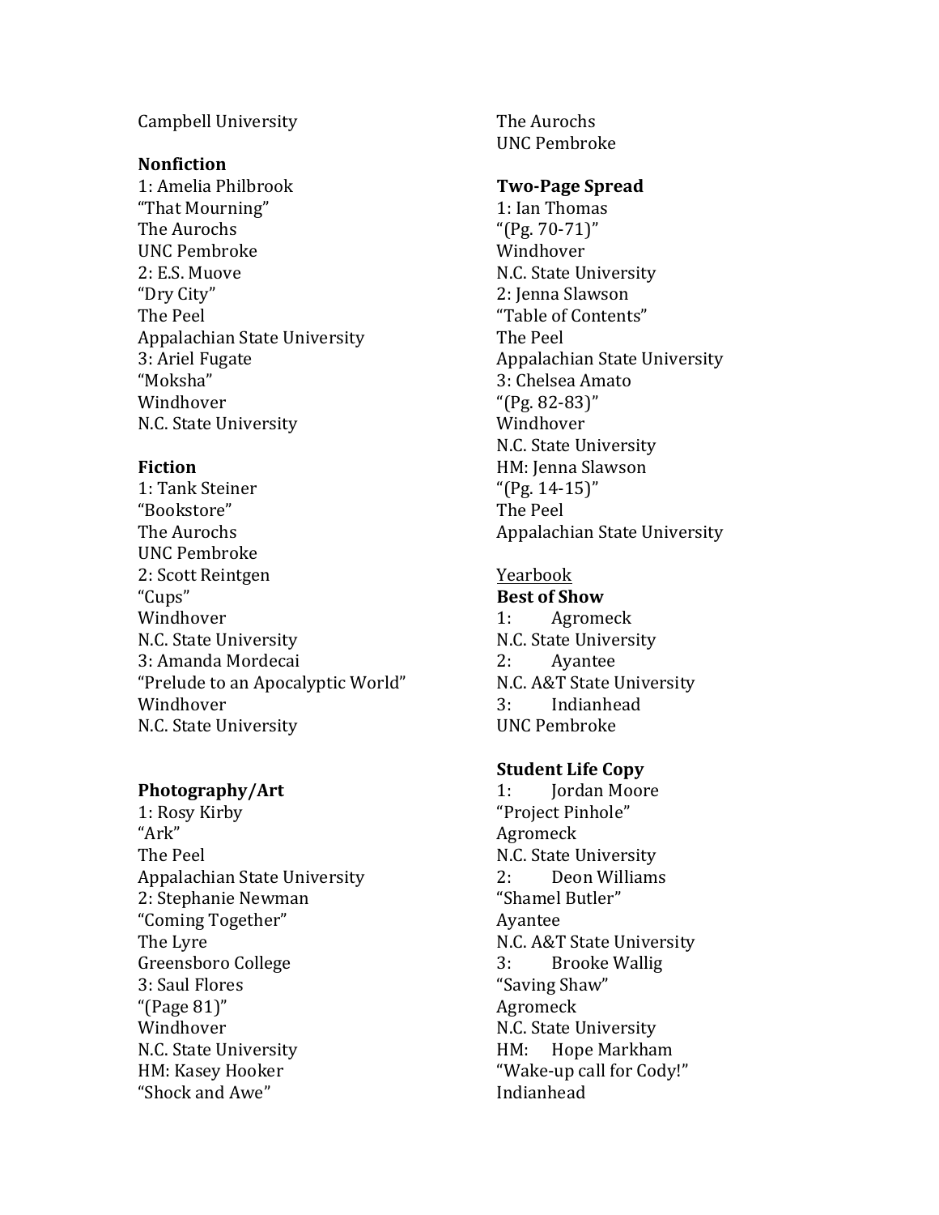Campbell University

**Nonfiction**
1: Amelia Philbrook
“That Mourning”
The Aurochs
UNC Pembroke
2: E.S. Muove
“Dry City”
The Peel
Appalachian State University
3: Ariel Fugate
“Moksha”
Windhover
N.C. State University

**Fiction**
1: Tank Steiner
“Bookstore”
The Aurochs
UNC Pembroke
2: Scott Reintgen
“Cups”
Windhover
N.C. State University
3: Amanda Mordecai
“Prelude to an Apocalyptic World”
Windhover
N.C. State University

**Photography/Art**
1: Rosy Kirby
“Ark”
The Peel
Appalachian State University
2: Stephanie Newman
“Coming Together”
The Lyre
Greensboro College
3: Saul Flores
“(Page 81)”
Windhover
N.C. State University
HM: Kasey Hooker
“Shock and Awe”
The Aurochs
UNC Pembroke

**Two-Page Spread**
1: Ian Thomas
“(Pg. 70-71)”
Windhover
N.C. State University
2: Jenna Slawson
“Table of Contents”
The Peel
Appalachian State University
3: Chelsea Amato
“(Pg. 82-83)”
Windhover
N.C. State University
HM: Jenna Slawson
“(Pg. 14-15)”
The Peel
Appalachian State University

Yearbook

**Best of Show**
1: Agromeck
N.C. State University
2: Ayantee
N.C. A&T State University
3: Indianhead
UNC Pembroke

**Student Life Copy**
1: Jordan Moore
“Project Pinhole”
Agromeck
N.C. State University
2: Deon Williams
“Shamel Butler”
Ayantee
N.C. A&T State University
3: Brooke Wallig
“Saving Shaw”
Agromeck
N.C. State University
HM: Hope Markham
“Wake-up call for Cody!”
Indianhead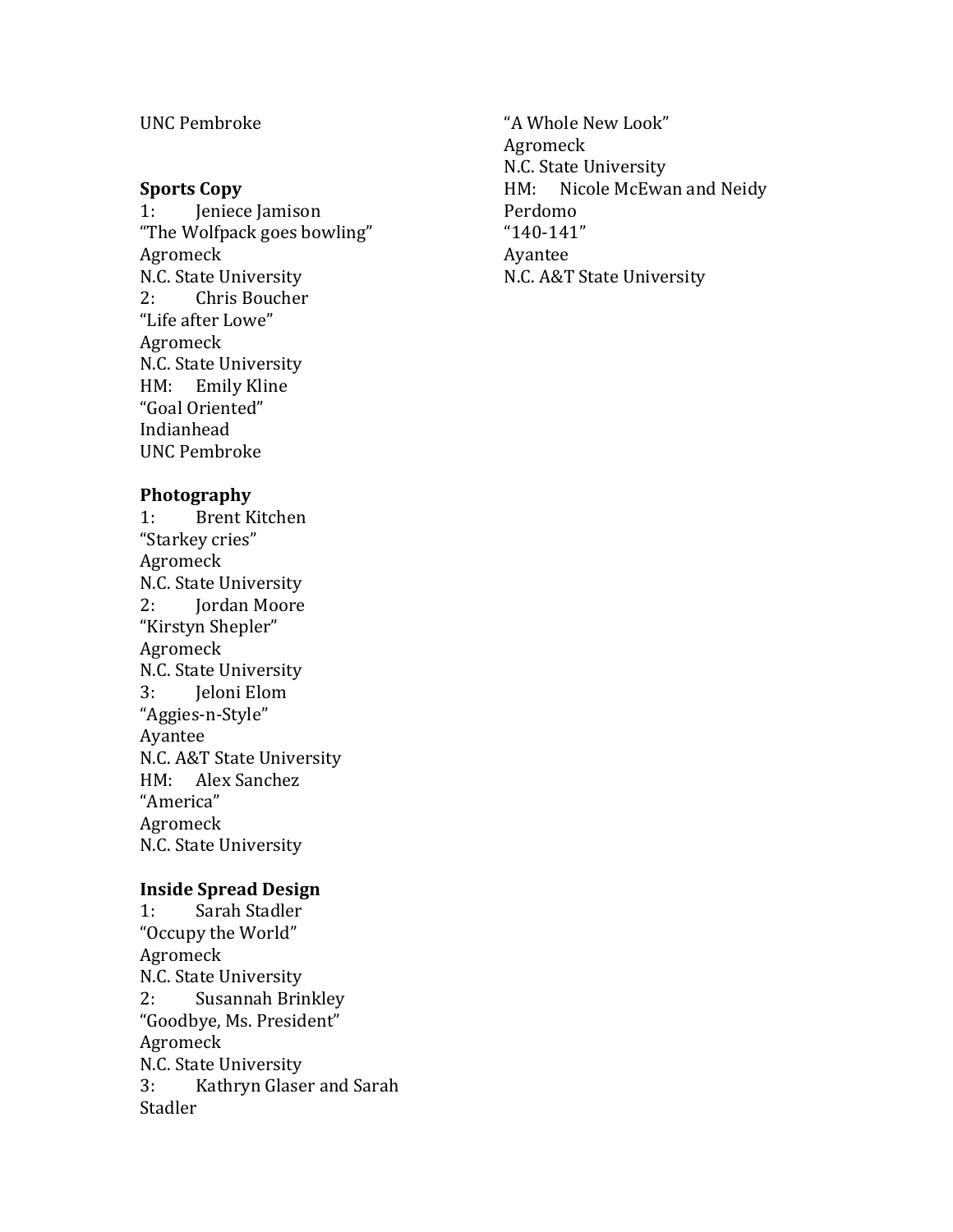UNC Pembroke

**Sports Copy**

1: Jeniece Jamison
"The Wolfpack goes bowling"
Agromeck
N.C. State University

2: Chris Boucher
"Life after Lowe"
Agromeck
N.C. State University

HM: Emily Kline
"Goal Oriented"
Indianhead
UNC Pembroke

**Photography**

1: Brent Kitchen
"Starkey cries"
Agromeck
N.C. State University

2: Jordan Moore
"Kirstyn Shepler"
Agromeck
N.C. State University

3: Jeloni Elom
"Aggies-n-Style"
Ayantee
N.C. A&T State University

HM: Alex Sanchez
"America"
Agromeck
N.C. State University

**Inside Spread Design**

1: Sarah Stadler
"Occupy the World"
Agromeck
N.C. State University

2: Susannah Brinkley
"Goodbye, Ms. President"
Agromeck
N.C. State University

3: Kathryn Glaser and Sarah Stadler
"A Whole New Look"
Agromeck
N.C. State University

HM: Nicole McEwan and Neidy Perdomo
"140-141"
Ayantee
N.C. A&T State University